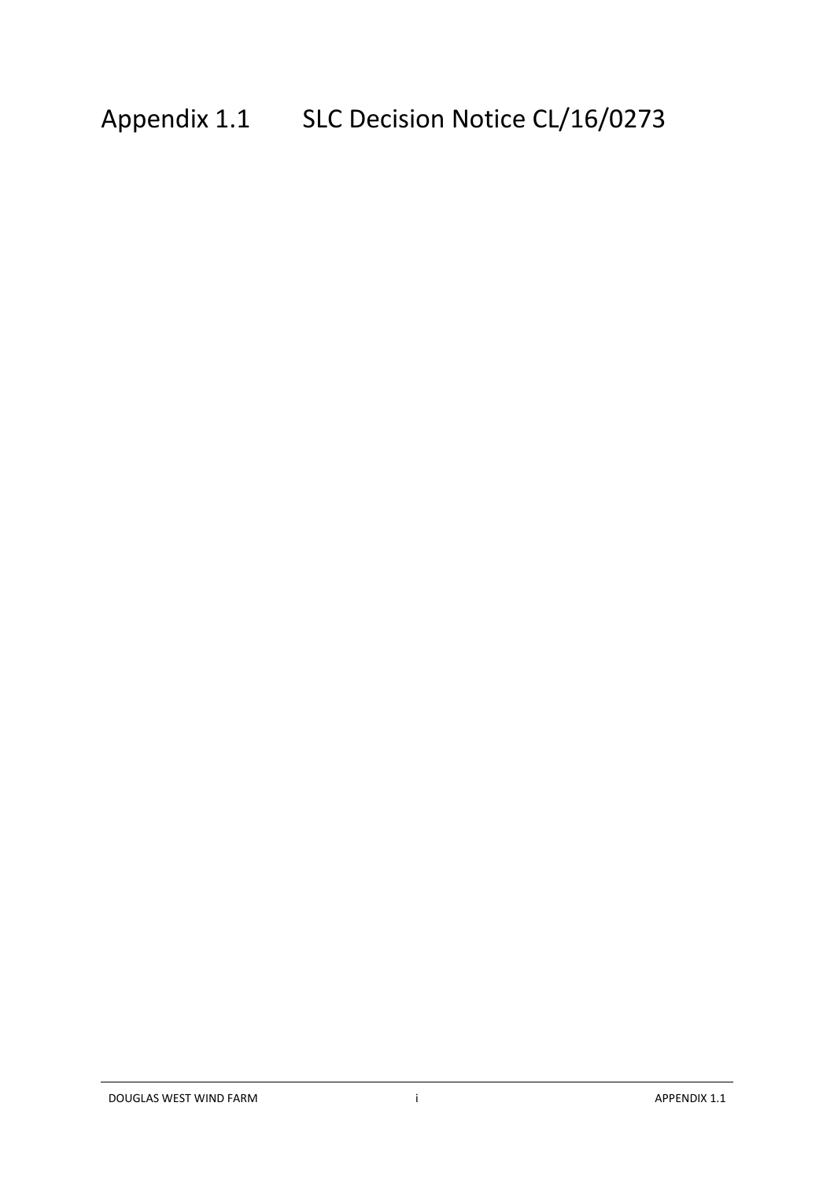# Appendix 1.1 SLC Decision Notice CL/16/0273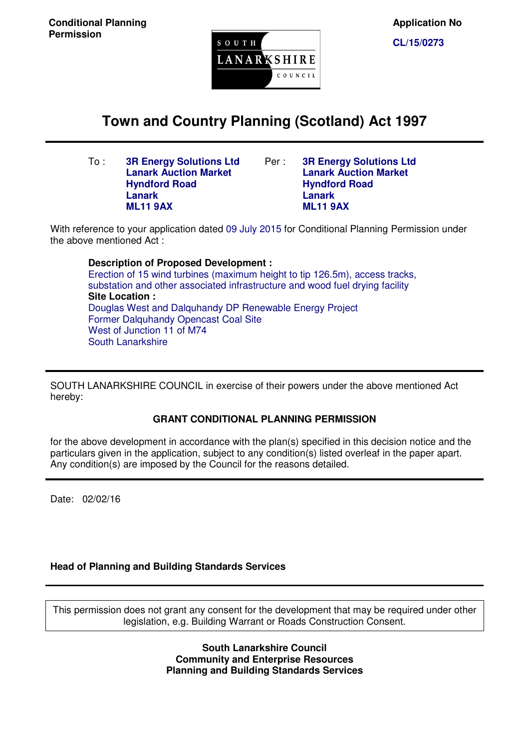**Conditional Planning Permission**

SOUTH LANARKSHIRE COUNCIL

**Application No**

**CL/15/0273**

# Town and Country Planning (Scotland) Act 1997

| To : | Per : |
|---|---|
| **3R Energy Solutions Ltd** | **3R Energy Solutions Ltd** |
| **Lanark Auction Market** | **Lanark Auction Market** |
| **Hyndford Road** | **Hyndford Road** |
| **Lanark** | **Lanark** |
| **ML11 9AX** | **ML11 9AX** |

With reference to your application dated 09 July 2015 for Conditional Planning Permission under the above mentioned Act :

**Description of Proposed Development :**
Erection of 15 wind turbines (maximum height to tip 126.5m), access tracks, substation and other associated infrastructure and wood fuel drying facility
**Site Location :**
Douglas West and Dalquhandy DP Renewable Energy Project
Former Dalquhandy Opencast Coal Site
West of Junction 11 of M74
South Lanarkshire

SOUTH LANARKSHIRE COUNCIL in exercise of their powers under the above mentioned Act hereby:

**GRANT CONDITIONAL PLANNING PERMISSION**

for the above development in accordance with the plan(s) specified in this decision notice and the particulars given in the application, subject to any condition(s) listed overleaf in the paper apart. Any condition(s) are imposed by the Council for the reasons detailed.

Date: 02/02/16

**Head of Planning and Building Standards Services**

This permission does not grant any consent for the development that may be required under other legislation, e.g. Building Warrant or Roads Construction Consent.

**South Lanarkshire Council**
**Community and Enterprise Resources**
**Planning and Building Standards Services**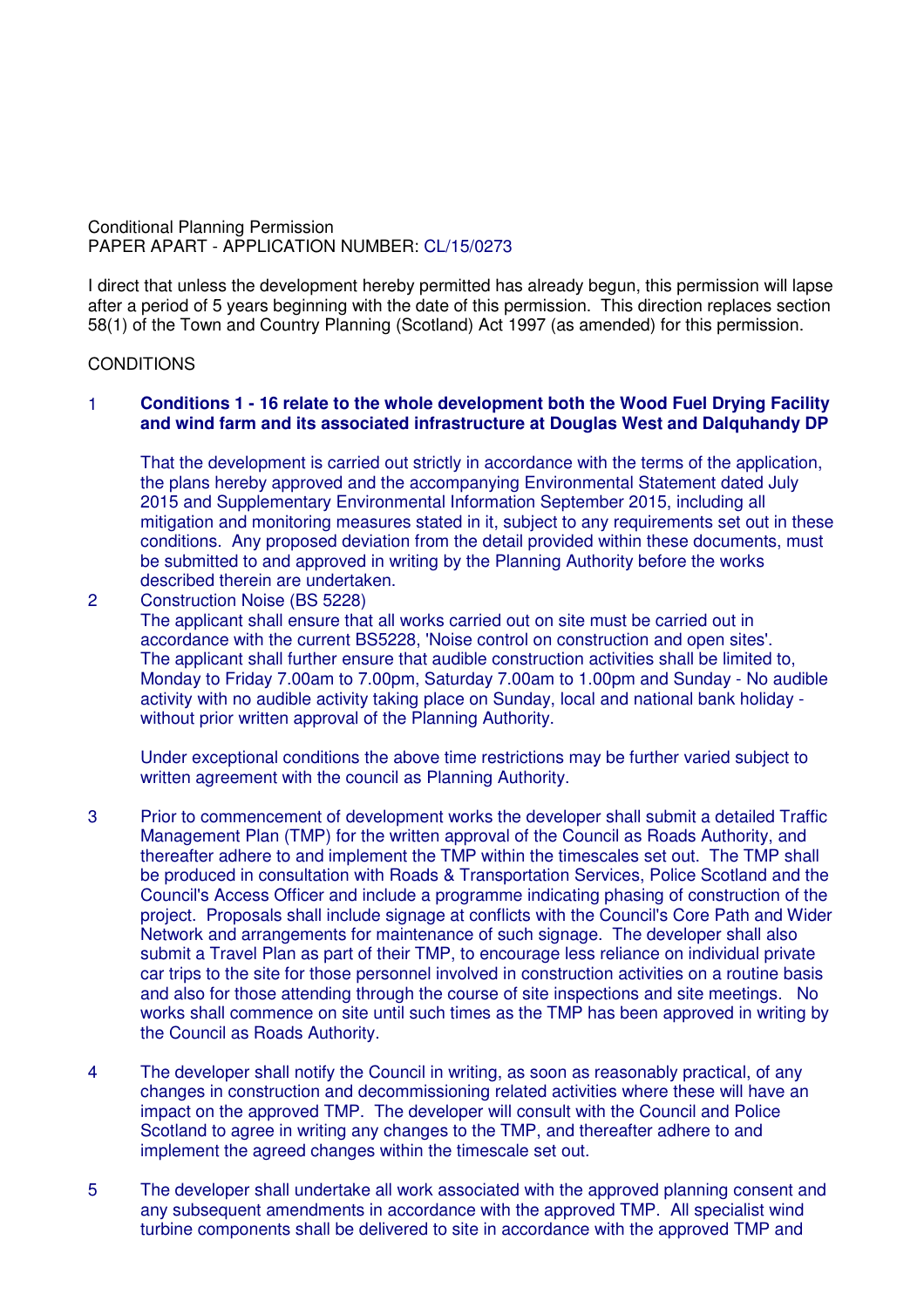Conditional Planning Permission
PAPER APART - APPLICATION NUMBER: CL/15/0273

I direct that unless the development hereby permitted has already begun, this permission will lapse after a period of 5 years beginning with the date of this permission. This direction replaces section 58(1) of the Town and Country Planning (Scotland) Act 1997 (as amended) for this permission.

CONDITIONS

1 **Conditions 1 - 16 relate to the whole development both the Wood Fuel Drying Facility and wind farm and its associated infrastructure at Douglas West and Dalquhandy DP**

That the development is carried out strictly in accordance with the terms of the application, the plans hereby approved and the accompanying Environmental Statement dated July 2015 and Supplementary Environmental Information September 2015, including all mitigation and monitoring measures stated in it, subject to any requirements set out in these conditions. Any proposed deviation from the detail provided within these documents, must be submitted to and approved in writing by the Planning Authority before the works described therein are undertaken.

2 Construction Noise (BS 5228)
The applicant shall ensure that all works carried out on site must be carried out in accordance with the current BS5228, 'Noise control on construction and open sites'. The applicant shall further ensure that audible construction activities shall be limited to, Monday to Friday 7.00am to 7.00pm, Saturday 7.00am to 1.00pm and Sunday - No audible activity with no audible activity taking place on Sunday, local and national bank holiday - without prior written approval of the Planning Authority.

Under exceptional conditions the above time restrictions may be further varied subject to written agreement with the council as Planning Authority.

3 Prior to commencement of development works the developer shall submit a detailed Traffic Management Plan (TMP) for the written approval of the Council as Roads Authority, and thereafter adhere to and implement the TMP within the timescales set out. The TMP shall be produced in consultation with Roads & Transportation Services, Police Scotland and the Council's Access Officer and include a programme indicating phasing of construction of the project. Proposals shall include signage at conflicts with the Council's Core Path and Wider Network and arrangements for maintenance of such signage. The developer shall also submit a Travel Plan as part of their TMP, to encourage less reliance on individual private car trips to the site for those personnel involved in construction activities on a routine basis and also for those attending through the course of site inspections and site meetings. No works shall commence on site until such times as the TMP has been approved in writing by the Council as Roads Authority.

4 The developer shall notify the Council in writing, as soon as reasonably practical, of any changes in construction and decommissioning related activities where these will have an impact on the approved TMP. The developer will consult with the Council and Police Scotland to agree in writing any changes to the TMP, and thereafter adhere to and implement the agreed changes within the timescale set out.

5 The developer shall undertake all work associated with the approved planning consent and any subsequent amendments in accordance with the approved TMP. All specialist wind turbine components shall be delivered to site in accordance with the approved TMP and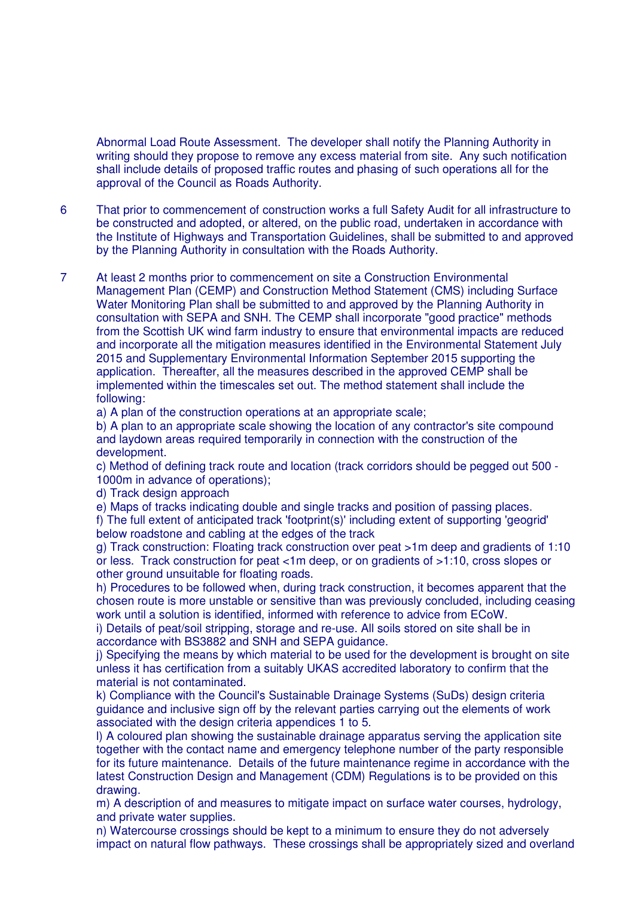Abnormal Load Route Assessment. The developer shall notify the Planning Authority in writing should they propose to remove any excess material from site. Any such notification shall include details of proposed traffic routes and phasing of such operations all for the approval of the Council as Roads Authority.

6 That prior to commencement of construction works a full Safety Audit for all infrastructure to be constructed and adopted, or altered, on the public road, undertaken in accordance with the Institute of Highways and Transportation Guidelines, shall be submitted to and approved by the Planning Authority in consultation with the Roads Authority.

7 At least 2 months prior to commencement on site a Construction Environmental Management Plan (CEMP) and Construction Method Statement (CMS) including Surface Water Monitoring Plan shall be submitted to and approved by the Planning Authority in consultation with SEPA and SNH. The CEMP shall incorporate "good practice" methods from the Scottish UK wind farm industry to ensure that environmental impacts are reduced and incorporate all the mitigation measures identified in the Environmental Statement July 2015 and Supplementary Environmental Information September 2015 supporting the application. Thereafter, all the measures described in the approved CEMP shall be implemented within the timescales set out. The method statement shall include the following:

a) A plan of the construction operations at an appropriate scale;
b) A plan to an appropriate scale showing the location of any contractor's site compound and laydown areas required temporarily in connection with the construction of the development.
c) Method of defining track route and location (track corridors should be pegged out 500 - 1000m in advance of operations);
d) Track design approach
e) Maps of tracks indicating double and single tracks and position of passing places.
f) The full extent of anticipated track 'footprint(s)' including extent of supporting 'geogrid' below roadstone and cabling at the edges of the track
g) Track construction: Floating track construction over peat >1m deep and gradients of 1:10 or less. Track construction for peat <1m deep, or on gradients of >1:10, cross slopes or other ground unsuitable for floating roads.
h) Procedures to be followed when, during track construction, it becomes apparent that the chosen route is more unstable or sensitive than was previously concluded, including ceasing work until a solution is identified, informed with reference to advice from ECoW.
i) Details of peat/soil stripping, storage and re-use. All soils stored on site shall be in accordance with BS3882 and SNH and SEPA guidance.
j) Specifying the means by which material to be used for the development is brought on site unless it has certification from a suitably UKAS accredited laboratory to confirm that the material is not contaminated.
k) Compliance with the Council's Sustainable Drainage Systems (SuDs) design criteria guidance and inclusive sign off by the relevant parties carrying out the elements of work associated with the design criteria appendices 1 to 5.
l) A coloured plan showing the sustainable drainage apparatus serving the application site together with the contact name and emergency telephone number of the party responsible for its future maintenance. Details of the future maintenance regime in accordance with the latest Construction Design and Management (CDM) Regulations is to be provided on this drawing.
m) A description of and measures to mitigate impact on surface water courses, hydrology, and private water supplies.
n) Watercourse crossings should be kept to a minimum to ensure they do not adversely impact on natural flow pathways. These crossings shall be appropriately sized and overland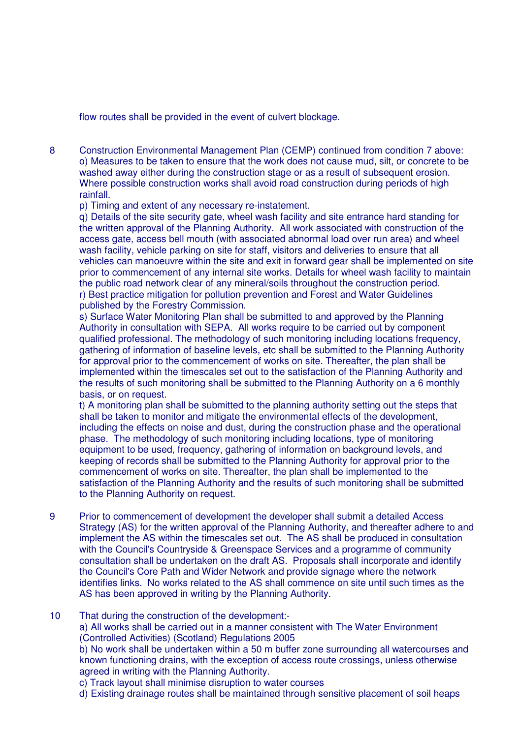flow routes shall be provided in the event of culvert blockage.

8 Construction Environmental Management Plan (CEMP) continued from condition 7 above:
o) Measures to be taken to ensure that the work does not cause mud, silt, or concrete to be washed away either during the construction stage or as a result of subsequent erosion. Where possible construction works shall avoid road construction during periods of high rainfall.
p) Timing and extent of any necessary re-instatement.
q) Details of the site security gate, wheel wash facility and site entrance hard standing for the written approval of the Planning Authority. All work associated with construction of the access gate, access bell mouth (with associated abnormal load over run area) and wheel wash facility, vehicle parking on site for staff, visitors and deliveries to ensure that all vehicles can manoeuvre within the site and exit in forward gear shall be implemented on site prior to commencement of any internal site works. Details for wheel wash facility to maintain the public road network clear of any mineral/soils throughout the construction period.
r) Best practice mitigation for pollution prevention and Forest and Water Guidelines published by the Forestry Commission.
s) Surface Water Monitoring Plan shall be submitted to and approved by the Planning Authority in consultation with SEPA. All works require to be carried out by component qualified professional. The methodology of such monitoring including locations frequency, gathering of information of baseline levels, etc shall be submitted to the Planning Authority for approval prior to the commencement of works on site. Thereafter, the plan shall be implemented within the timescales set out to the satisfaction of the Planning Authority and the results of such monitoring shall be submitted to the Planning Authority on a 6 monthly basis, or on request.
t) A monitoring plan shall be submitted to the planning authority setting out the steps that shall be taken to monitor and mitigate the environmental effects of the development, including the effects on noise and dust, during the construction phase and the operational phase. The methodology of such monitoring including locations, type of monitoring equipment to be used, frequency, gathering of information on background levels, and keeping of records shall be submitted to the Planning Authority for approval prior to the commencement of works on site. Thereafter, the plan shall be implemented to the satisfaction of the Planning Authority and the results of such monitoring shall be submitted to the Planning Authority on request.

9 Prior to commencement of development the developer shall submit a detailed Access Strategy (AS) for the written approval of the Planning Authority, and thereafter adhere to and implement the AS within the timescales set out. The AS shall be produced in consultation with the Council's Countryside & Greenspace Services and a programme of community consultation shall be undertaken on the draft AS. Proposals shall incorporate and identify the Council's Core Path and Wider Network and provide signage where the network identifies links. No works related to the AS shall commence on site until such times as the AS has been approved in writing by the Planning Authority.

10 That during the construction of the development:-
a) All works shall be carried out in a manner consistent with The Water Environment (Controlled Activities) (Scotland) Regulations 2005
b) No work shall be undertaken within a 50 m buffer zone surrounding all watercourses and known functioning drains, with the exception of access route crossings, unless otherwise agreed in writing with the Planning Authority.
c) Track layout shall minimise disruption to water courses
d) Existing drainage routes shall be maintained through sensitive placement of soil heaps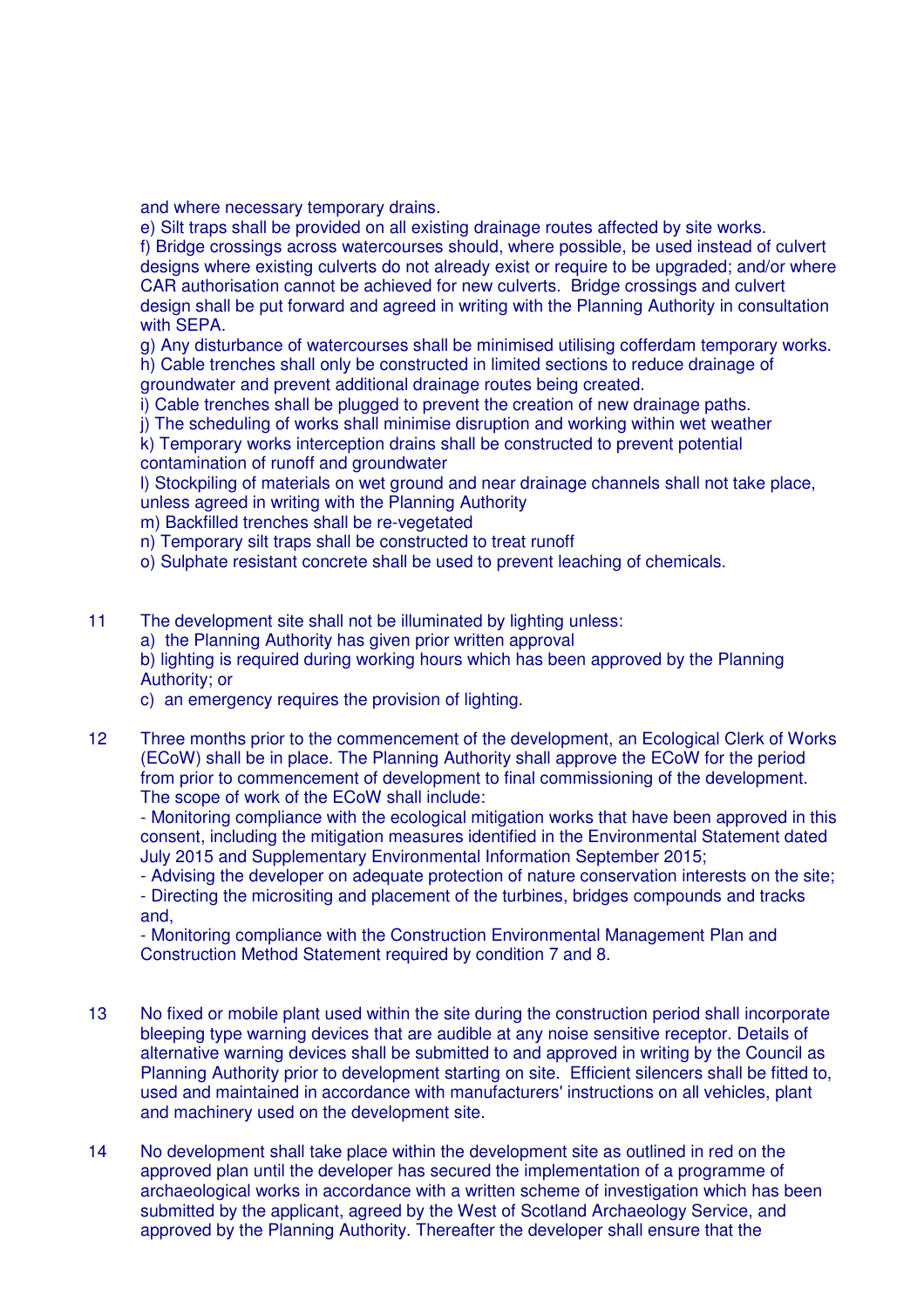and where necessary temporary drains.

e) Silt traps shall be provided on all existing drainage routes affected by site works.

f) Bridge crossings across watercourses should, where possible, be used instead of culvert designs where existing culverts do not already exist or require to be upgraded; and/or where CAR authorisation cannot be achieved for new culverts. Bridge crossings and culvert design shall be put forward and agreed in writing with the Planning Authority in consultation with SEPA.

g) Any disturbance of watercourses shall be minimised utilising cofferdam temporary works.

h) Cable trenches shall only be constructed in limited sections to reduce drainage of groundwater and prevent additional drainage routes being created.

i) Cable trenches shall be plugged to prevent the creation of new drainage paths.

j) The scheduling of works shall minimise disruption and working within wet weather

k) Temporary works interception drains shall be constructed to prevent potential contamination of runoff and groundwater

l) Stockpiling of materials on wet ground and near drainage channels shall not take place, unless agreed in writing with the Planning Authority

m) Backfilled trenches shall be re-vegetated

n) Temporary silt traps shall be constructed to treat runoff

o) Sulphate resistant concrete shall be used to prevent leaching of chemicals.

11 The development site shall not be illuminated by lighting unless:

a) the Planning Authority has given prior written approval

b) lighting is required during working hours which has been approved by the Planning Authority; or

c) an emergency requires the provision of lighting.

12 Three months prior to the commencement of the development, an Ecological Clerk of Works (ECoW) shall be in place. The Planning Authority shall approve the ECoW for the period from prior to commencement of development to final commissioning of the development. The scope of work of the ECoW shall include:

- Monitoring compliance with the ecological mitigation works that have been approved in this consent, including the mitigation measures identified in the Environmental Statement dated July 2015 and Supplementary Environmental Information September 2015;
- Advising the developer on adequate protection of nature conservation interests on the site;
- Directing the micrositing and placement of the turbines, bridges compounds and tracks and,
- Monitoring compliance with the Construction Environmental Management Plan and Construction Method Statement required by condition 7 and 8.

13 No fixed or mobile plant used within the site during the construction period shall incorporate bleeping type warning devices that are audible at any noise sensitive receptor. Details of alternative warning devices shall be submitted to and approved in writing by the Council as Planning Authority prior to development starting on site. Efficient silencers shall be fitted to, used and maintained in accordance with manufacturers' instructions on all vehicles, plant and machinery used on the development site.

14 No development shall take place within the development site as outlined in red on the approved plan until the developer has secured the implementation of a programme of archaeological works in accordance with a written scheme of investigation which has been submitted by the applicant, agreed by the West of Scotland Archaeology Service, and approved by the Planning Authority. Thereafter the developer shall ensure that the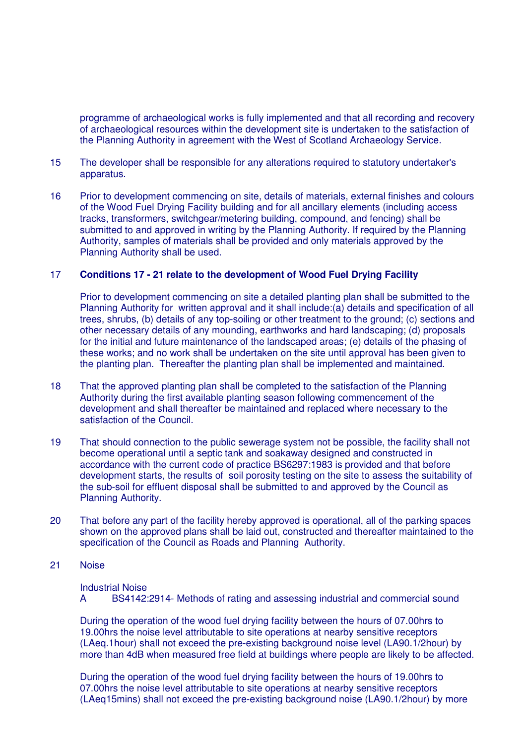programme of archaeological works is fully implemented and that all recording and recovery of archaeological resources within the development site is undertaken to the satisfaction of the Planning Authority in agreement with the West of Scotland Archaeology Service.

15 The developer shall be responsible for any alterations required to statutory undertaker's apparatus.

16 Prior to development commencing on site, details of materials, external finishes and colours of the Wood Fuel Drying Facility building and for all ancillary elements (including access tracks, transformers, switchgear/metering building, compound, and fencing) shall be submitted to and approved in writing by the Planning Authority. If required by the Planning Authority, samples of materials shall be provided and only materials approved by the Planning Authority shall be used.

17 **Conditions 17 - 21 relate to the development of Wood Fuel Drying Facility**

Prior to development commencing on site a detailed planting plan shall be submitted to the Planning Authority for written approval and it shall include:(a) details and specification of all trees, shrubs, (b) details of any top-soiling or other treatment to the ground; (c) sections and other necessary details of any mounding, earthworks and hard landscaping; (d) proposals for the initial and future maintenance of the landscaped areas; (e) details of the phasing of these works; and no work shall be undertaken on the site until approval has been given to the planting plan. Thereafter the planting plan shall be implemented and maintained.

18 That the approved planting plan shall be completed to the satisfaction of the Planning Authority during the first available planting season following commencement of the development and shall thereafter be maintained and replaced where necessary to the satisfaction of the Council.

19 That should connection to the public sewerage system not be possible, the facility shall not become operational until a septic tank and soakaway designed and constructed in accordance with the current code of practice BS6297:1983 is provided and that before development starts, the results of soil porosity testing on the site to assess the suitability of the sub-soil for effluent disposal shall be submitted to and approved by the Council as Planning Authority.

20 That before any part of the facility hereby approved is operational, all of the parking spaces shown on the approved plans shall be laid out, constructed and thereafter maintained to the specification of the Council as Roads and Planning Authority.

21 Noise

Industrial Noise
A BS4142:2914- Methods of rating and assessing industrial and commercial sound

During the operation of the wood fuel drying facility between the hours of 07.00hrs to 19.00hrs the noise level attributable to site operations at nearby sensitive receptors (LAeq.1hour) shall not exceed the pre-existing background noise level (LA90.1/2hour) by more than 4dB when measured free field at buildings where people are likely to be affected.

During the operation of the wood fuel drying facility between the hours of 19.00hrs to 07.00hrs the noise level attributable to site operations at nearby sensitive receptors (LAeq15mins) shall not exceed the pre-existing background noise (LA90.1/2hour) by more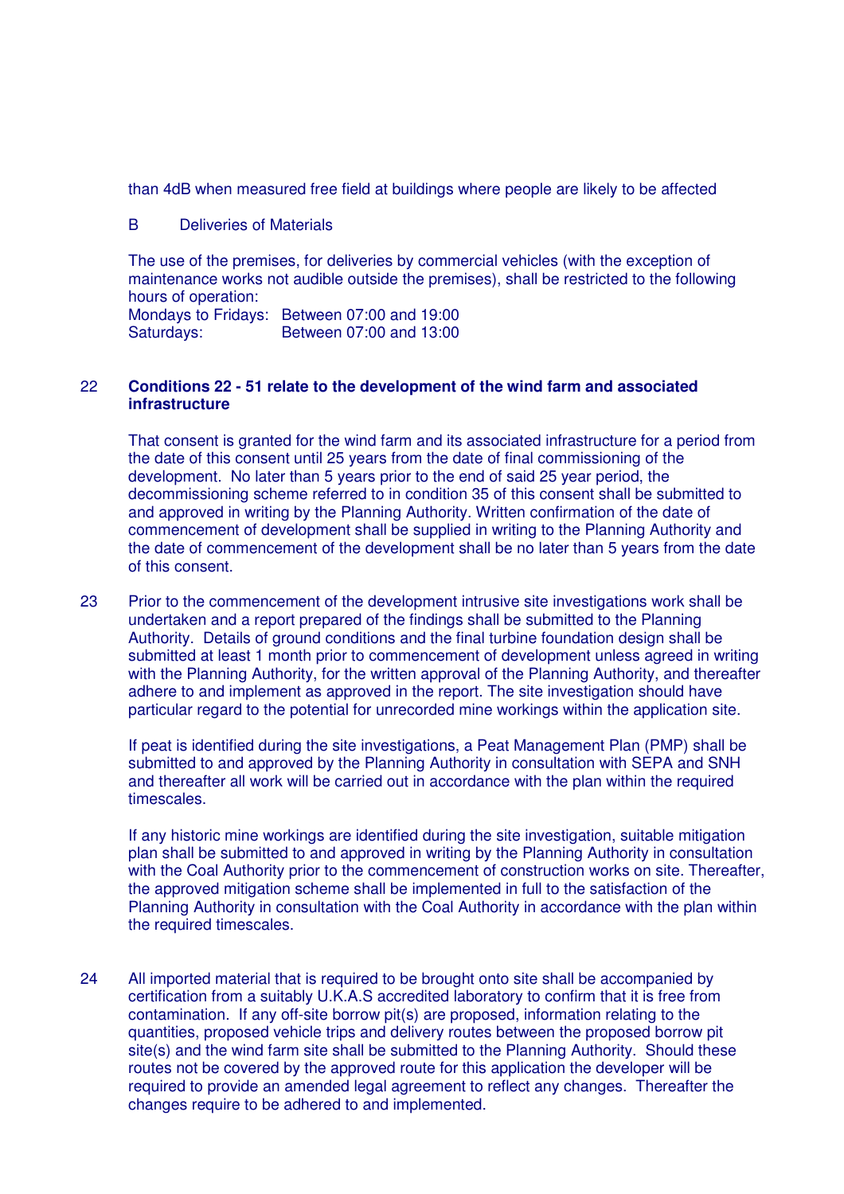than 4dB when measured free field at buildings where people are likely to be affected

B Deliveries of Materials

The use of the premises, for deliveries by commercial vehicles (with the exception of maintenance works not audible outside the premises), shall be restricted to the following hours of operation:

Mondays to Fridays: Between 07:00 and 19:00
Saturdays: Between 07:00 and 13:00

22 **Conditions 22 - 51 relate to the development of the wind farm and associated infrastructure**

That consent is granted for the wind farm and its associated infrastructure for a period from the date of this consent until 25 years from the date of final commissioning of the development. No later than 5 years prior to the end of said 25 year period, the decommissioning scheme referred to in condition 35 of this consent shall be submitted to and approved in writing by the Planning Authority. Written confirmation of the date of commencement of development shall be supplied in writing to the Planning Authority and the date of commencement of the development shall be no later than 5 years from the date of this consent.

23 Prior to the commencement of the development intrusive site investigations work shall be undertaken and a report prepared of the findings shall be submitted to the Planning Authority. Details of ground conditions and the final turbine foundation design shall be submitted at least 1 month prior to commencement of development unless agreed in writing with the Planning Authority, for the written approval of the Planning Authority, and thereafter adhere to and implement as approved in the report. The site investigation should have particular regard to the potential for unrecorded mine workings within the application site.

If peat is identified during the site investigations, a Peat Management Plan (PMP) shall be submitted to and approved by the Planning Authority in consultation with SEPA and SNH and thereafter all work will be carried out in accordance with the plan within the required timescales.

If any historic mine workings are identified during the site investigation, suitable mitigation plan shall be submitted to and approved in writing by the Planning Authority in consultation with the Coal Authority prior to the commencement of construction works on site. Thereafter, the approved mitigation scheme shall be implemented in full to the satisfaction of the Planning Authority in consultation with the Coal Authority in accordance with the plan within the required timescales.

24 All imported material that is required to be brought onto site shall be accompanied by certification from a suitably U.K.A.S accredited laboratory to confirm that it is free from contamination. If any off-site borrow pit(s) are proposed, information relating to the quantities, proposed vehicle trips and delivery routes between the proposed borrow pit site(s) and the wind farm site shall be submitted to the Planning Authority. Should these routes not be covered by the approved route for this application the developer will be required to provide an amended legal agreement to reflect any changes. Thereafter the changes require to be adhered to and implemented.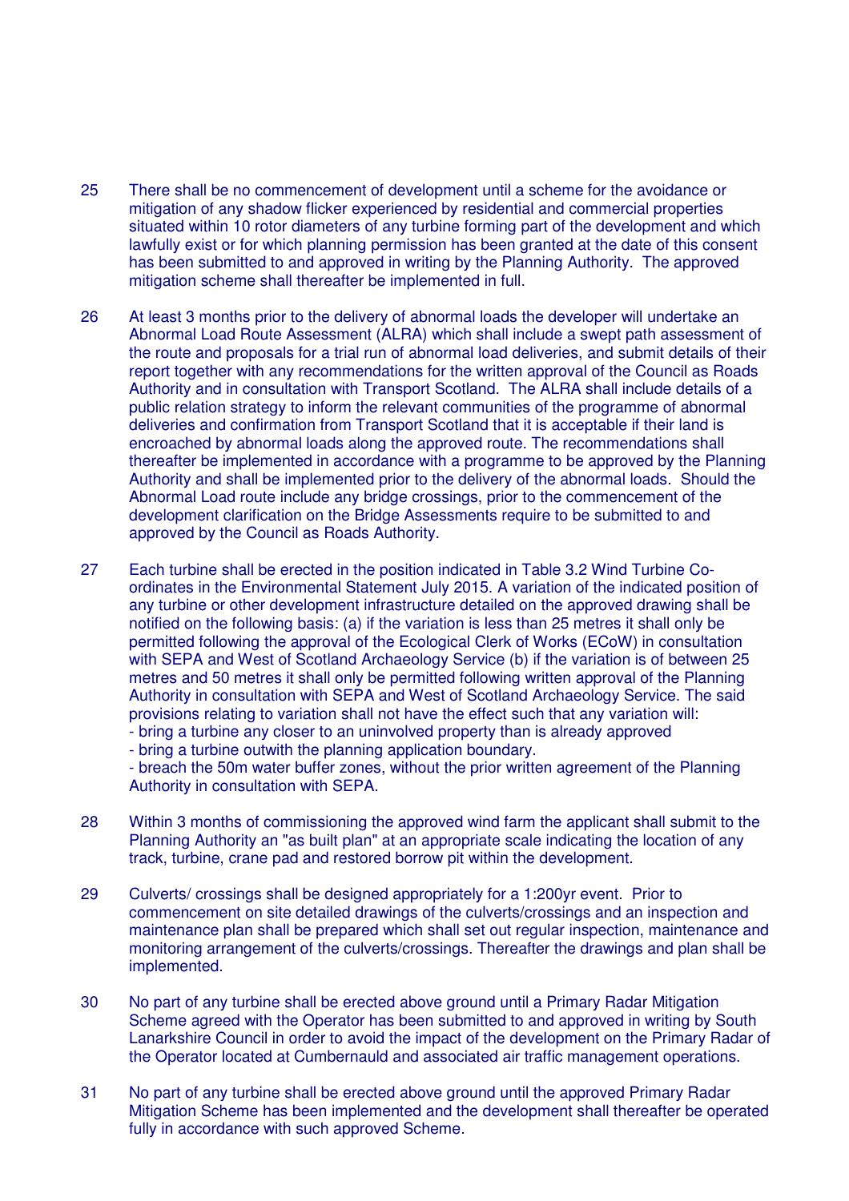25 There shall be no commencement of development until a scheme for the avoidance or mitigation of any shadow flicker experienced by residential and commercial properties situated within 10 rotor diameters of any turbine forming part of the development and which lawfully exist or for which planning permission has been granted at the date of this consent has been submitted to and approved in writing by the Planning Authority. The approved mitigation scheme shall thereafter be implemented in full.

26 At least 3 months prior to the delivery of abnormal loads the developer will undertake an Abnormal Load Route Assessment (ALRA) which shall include a swept path assessment of the route and proposals for a trial run of abnormal load deliveries, and submit details of their report together with any recommendations for the written approval of the Council as Roads Authority and in consultation with Transport Scotland. The ALRA shall include details of a public relation strategy to inform the relevant communities of the programme of abnormal deliveries and confirmation from Transport Scotland that it is acceptable if their land is encroached by abnormal loads along the approved route. The recommendations shall thereafter be implemented in accordance with a programme to be approved by the Planning Authority and shall be implemented prior to the delivery of the abnormal loads. Should the Abnormal Load route include any bridge crossings, prior to the commencement of the development clarification on the Bridge Assessments require to be submitted to and approved by the Council as Roads Authority.

27 Each turbine shall be erected in the position indicated in Table 3.2 Wind Turbine Co-ordinates in the Environmental Statement July 2015. A variation of the indicated position of any turbine or other development infrastructure detailed on the approved drawing shall be notified on the following basis: (a) if the variation is less than 25 metres it shall only be permitted following the approval of the Ecological Clerk of Works (ECoW) in consultation with SEPA and West of Scotland Archaeology Service (b) if the variation is of between 25 metres and 50 metres it shall only be permitted following written approval of the Planning Authority in consultation with SEPA and West of Scotland Archaeology Service. The said provisions relating to variation shall not have the effect such that any variation will:
- bring a turbine any closer to an uninvolved property than is already approved
- bring a turbine outwith the planning application boundary.
- breach the 50m water buffer zones, without the prior written agreement of the Planning Authority in consultation with SEPA.

28 Within 3 months of commissioning the approved wind farm the applicant shall submit to the Planning Authority an "as built plan" at an appropriate scale indicating the location of any track, turbine, crane pad and restored borrow pit within the development.

29 Culverts/ crossings shall be designed appropriately for a 1:200yr event. Prior to commencement on site detailed drawings of the culverts/crossings and an inspection and maintenance plan shall be prepared which shall set out regular inspection, maintenance and monitoring arrangement of the culverts/crossings. Thereafter the drawings and plan shall be implemented.

30 No part of any turbine shall be erected above ground until a Primary Radar Mitigation Scheme agreed with the Operator has been submitted to and approved in writing by South Lanarkshire Council in order to avoid the impact of the development on the Primary Radar of the Operator located at Cumbernauld and associated air traffic management operations.

31 No part of any turbine shall be erected above ground until the approved Primary Radar Mitigation Scheme has been implemented and the development shall thereafter be operated fully in accordance with such approved Scheme.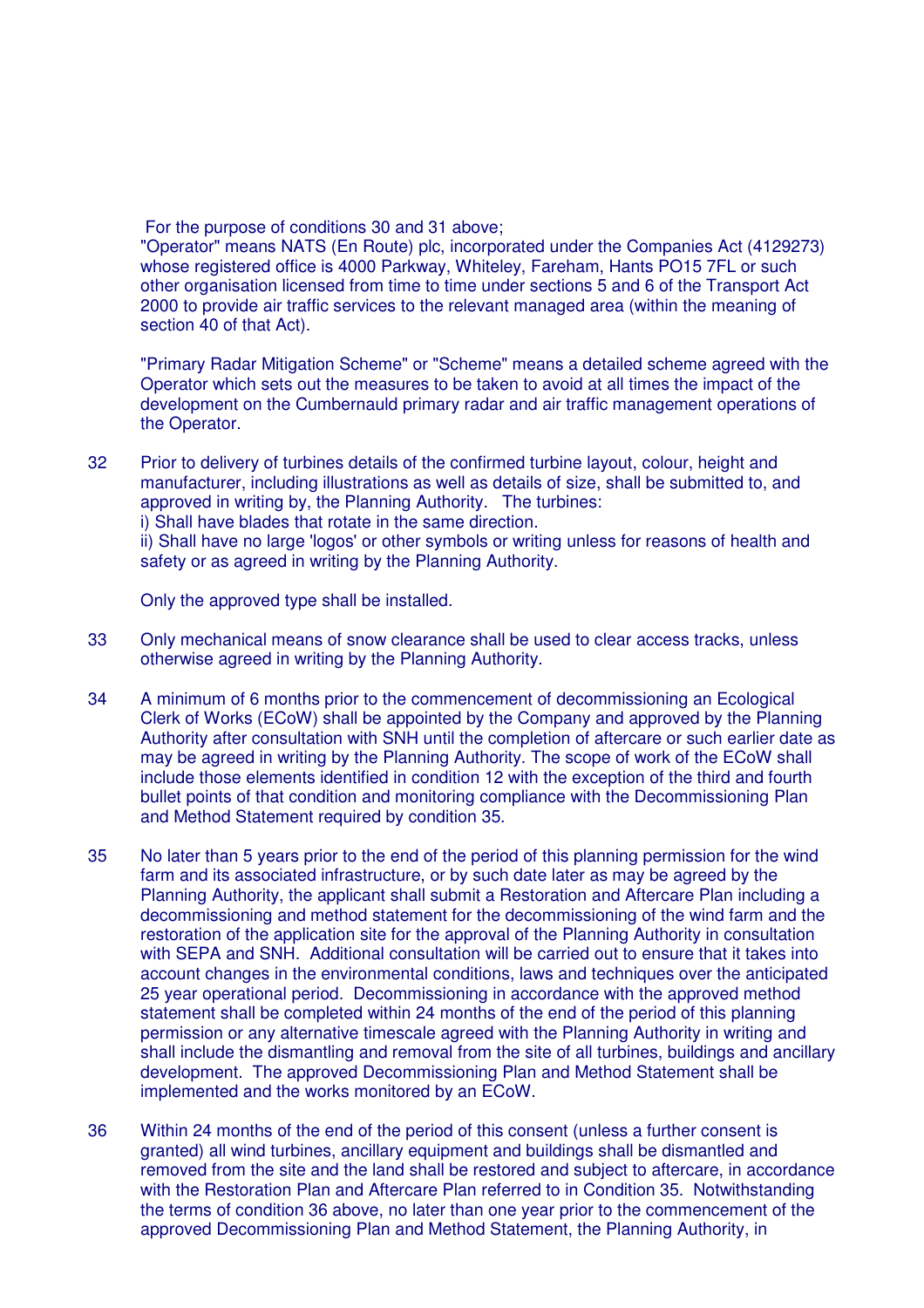For the purpose of conditions 30 and 31 above;
"Operator" means NATS (En Route) plc, incorporated under the Companies Act (4129273) whose registered office is 4000 Parkway, Whiteley, Fareham, Hants PO15 7FL or such other organisation licensed from time to time under sections 5 and 6 of the Transport Act 2000 to provide air traffic services to the relevant managed area (within the meaning of section 40 of that Act).

"Primary Radar Mitigation Scheme" or "Scheme" means a detailed scheme agreed with the Operator which sets out the measures to be taken to avoid at all times the impact of the development on the Cumbernauld primary radar and air traffic management operations of the Operator.

32 Prior to delivery of turbines details of the confirmed turbine layout, colour, height and manufacturer, including illustrations as well as details of size, shall be submitted to, and approved in writing by, the Planning Authority. The turbines:
i) Shall have blades that rotate in the same direction.
ii) Shall have no large 'logos' or other symbols or writing unless for reasons of health and safety or as agreed in writing by the Planning Authority.

Only the approved type shall be installed.

33 Only mechanical means of snow clearance shall be used to clear access tracks, unless otherwise agreed in writing by the Planning Authority.

34 A minimum of 6 months prior to the commencement of decommissioning an Ecological Clerk of Works (ECoW) shall be appointed by the Company and approved by the Planning Authority after consultation with SNH until the completion of aftercare or such earlier date as may be agreed in writing by the Planning Authority. The scope of work of the ECoW shall include those elements identified in condition 12 with the exception of the third and fourth bullet points of that condition and monitoring compliance with the Decommissioning Plan and Method Statement required by condition 35.

35 No later than 5 years prior to the end of the period of this planning permission for the wind farm and its associated infrastructure, or by such date later as may be agreed by the Planning Authority, the applicant shall submit a Restoration and Aftercare Plan including a decommissioning and method statement for the decommissioning of the wind farm and the restoration of the application site for the approval of the Planning Authority in consultation with SEPA and SNH. Additional consultation will be carried out to ensure that it takes into account changes in the environmental conditions, laws and techniques over the anticipated 25 year operational period. Decommissioning in accordance with the approved method statement shall be completed within 24 months of the end of the period of this planning permission or any alternative timescale agreed with the Planning Authority in writing and shall include the dismantling and removal from the site of all turbines, buildings and ancillary development. The approved Decommissioning Plan and Method Statement shall be implemented and the works monitored by an ECoW.

36 Within 24 months of the end of the period of this consent (unless a further consent is granted) all wind turbines, ancillary equipment and buildings shall be dismantled and removed from the site and the land shall be restored and subject to aftercare, in accordance with the Restoration Plan and Aftercare Plan referred to in Condition 35. Notwithstanding the terms of condition 36 above, no later than one year prior to the commencement of the approved Decommissioning Plan and Method Statement, the Planning Authority, in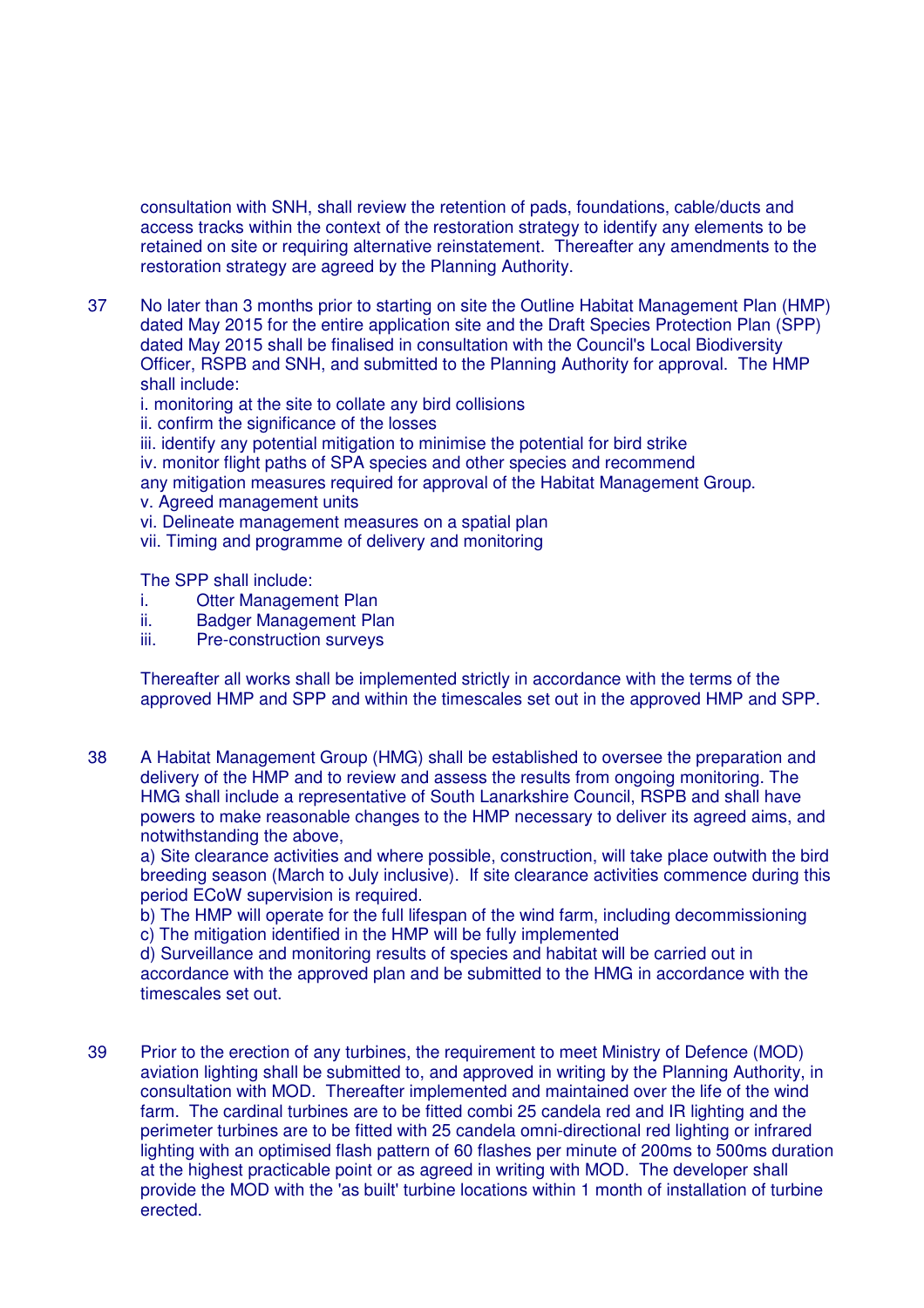consultation with SNH, shall review the retention of pads, foundations, cable/ducts and access tracks within the context of the restoration strategy to identify any elements to be retained on site or requiring alternative reinstatement. Thereafter any amendments to the restoration strategy are agreed by the Planning Authority.

37 No later than 3 months prior to starting on site the Outline Habitat Management Plan (HMP) dated May 2015 for the entire application site and the Draft Species Protection Plan (SPP) dated May 2015 shall be finalised in consultation with the Council's Local Biodiversity Officer, RSPB and SNH, and submitted to the Planning Authority for approval. The HMP shall include:

i. monitoring at the site to collate any bird collisions
ii. confirm the significance of the losses
iii. identify any potential mitigation to minimise the potential for bird strike
iv. monitor flight paths of SPA species and other species and recommend any mitigation measures required for approval of the Habitat Management Group.
v. Agreed management units
vi. Delineate management measures on a spatial plan
vii. Timing and programme of delivery and monitoring

The SPP shall include:

i. Otter Management Plan
ii. Badger Management Plan
iii. Pre-construction surveys

Thereafter all works shall be implemented strictly in accordance with the terms of the approved HMP and SPP and within the timescales set out in the approved HMP and SPP.

38 A Habitat Management Group (HMG) shall be established to oversee the preparation and delivery of the HMP and to review and assess the results from ongoing monitoring. The HMG shall include a representative of South Lanarkshire Council, RSPB and shall have powers to make reasonable changes to the HMP necessary to deliver its agreed aims, and notwithstanding the above,

a) Site clearance activities and where possible, construction, will take place outwith the bird breeding season (March to July inclusive). If site clearance activities commence during this period ECoW supervision is required.
b) The HMP will operate for the full lifespan of the wind farm, including decommissioning
c) The mitigation identified in the HMP will be fully implemented
d) Surveillance and monitoring results of species and habitat will be carried out in accordance with the approved plan and be submitted to the HMG in accordance with the timescales set out.

39 Prior to the erection of any turbines, the requirement to meet Ministry of Defence (MOD) aviation lighting shall be submitted to, and approved in writing by the Planning Authority, in consultation with MOD. Thereafter implemented and maintained over the life of the wind farm. The cardinal turbines are to be fitted combi 25 candela red and IR lighting and the perimeter turbines are to be fitted with 25 candela omni-directional red lighting or infrared lighting with an optimised flash pattern of 60 flashes per minute of 200ms to 500ms duration at the highest practicable point or as agreed in writing with MOD. The developer shall provide the MOD with the 'as built' turbine locations within 1 month of installation of turbine erected.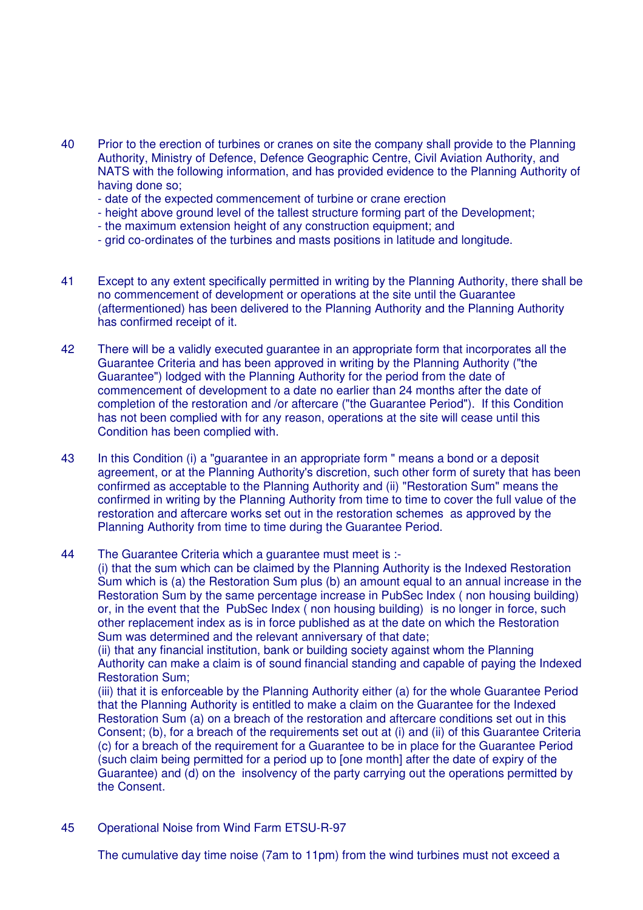40 Prior to the erection of turbines or cranes on site the company shall provide to the Planning Authority, Ministry of Defence, Defence Geographic Centre, Civil Aviation Authority, and NATS with the following information, and has provided evidence to the Planning Authority of having done so;

- date of the expected commencement of turbine or crane erection
- height above ground level of the tallest structure forming part of the Development;
- the maximum extension height of any construction equipment; and
- grid co-ordinates of the turbines and masts positions in latitude and longitude.

41 Except to any extent specifically permitted in writing by the Planning Authority, there shall be no commencement of development or operations at the site until the Guarantee (aftermentioned) has been delivered to the Planning Authority and the Planning Authority has confirmed receipt of it.

42 There will be a validly executed guarantee in an appropriate form that incorporates all the Guarantee Criteria and has been approved in writing by the Planning Authority ("the Guarantee") lodged with the Planning Authority for the period from the date of commencement of development to a date no earlier than 24 months after the date of completion of the restoration and /or aftercare ("the Guarantee Period"). If this Condition has not been complied with for any reason, operations at the site will cease until this Condition has been complied with.

43 In this Condition (i) a "guarantee in an appropriate form " means a bond or a deposit agreement, or at the Planning Authority's discretion, such other form of surety that has been confirmed as acceptable to the Planning Authority and (ii) "Restoration Sum" means the confirmed in writing by the Planning Authority from time to time to cover the full value of the restoration and aftercare works set out in the restoration schemes as approved by the Planning Authority from time to time during the Guarantee Period.

44 The Guarantee Criteria which a guarantee must meet is :-
(i) that the sum which can be claimed by the Planning Authority is the Indexed Restoration Sum which is (a) the Restoration Sum plus (b) an amount equal to an annual increase in the Restoration Sum by the same percentage increase in PubSec Index ( non housing building) or, in the event that the PubSec Index ( non housing building) is no longer in force, such other replacement index as is in force published as at the date on which the Restoration Sum was determined and the relevant anniversary of that date;
(ii) that any financial institution, bank or building society against whom the Planning Authority can make a claim is of sound financial standing and capable of paying the Indexed Restoration Sum;
(iii) that it is enforceable by the Planning Authority either (a) for the whole Guarantee Period that the Planning Authority is entitled to make a claim on the Guarantee for the Indexed Restoration Sum (a) on a breach of the restoration and aftercare conditions set out in this Consent; (b), for a breach of the requirements set out at (i) and (ii) of this Guarantee Criteria (c) for a breach of the requirement for a Guarantee to be in place for the Guarantee Period (such claim being permitted for a period up to [one month] after the date of expiry of the Guarantee) and (d) on the insolvency of the party carrying out the operations permitted by the Consent.

45 Operational Noise from Wind Farm ETSU-R-97

The cumulative day time noise (7am to 11pm) from the wind turbines must not exceed a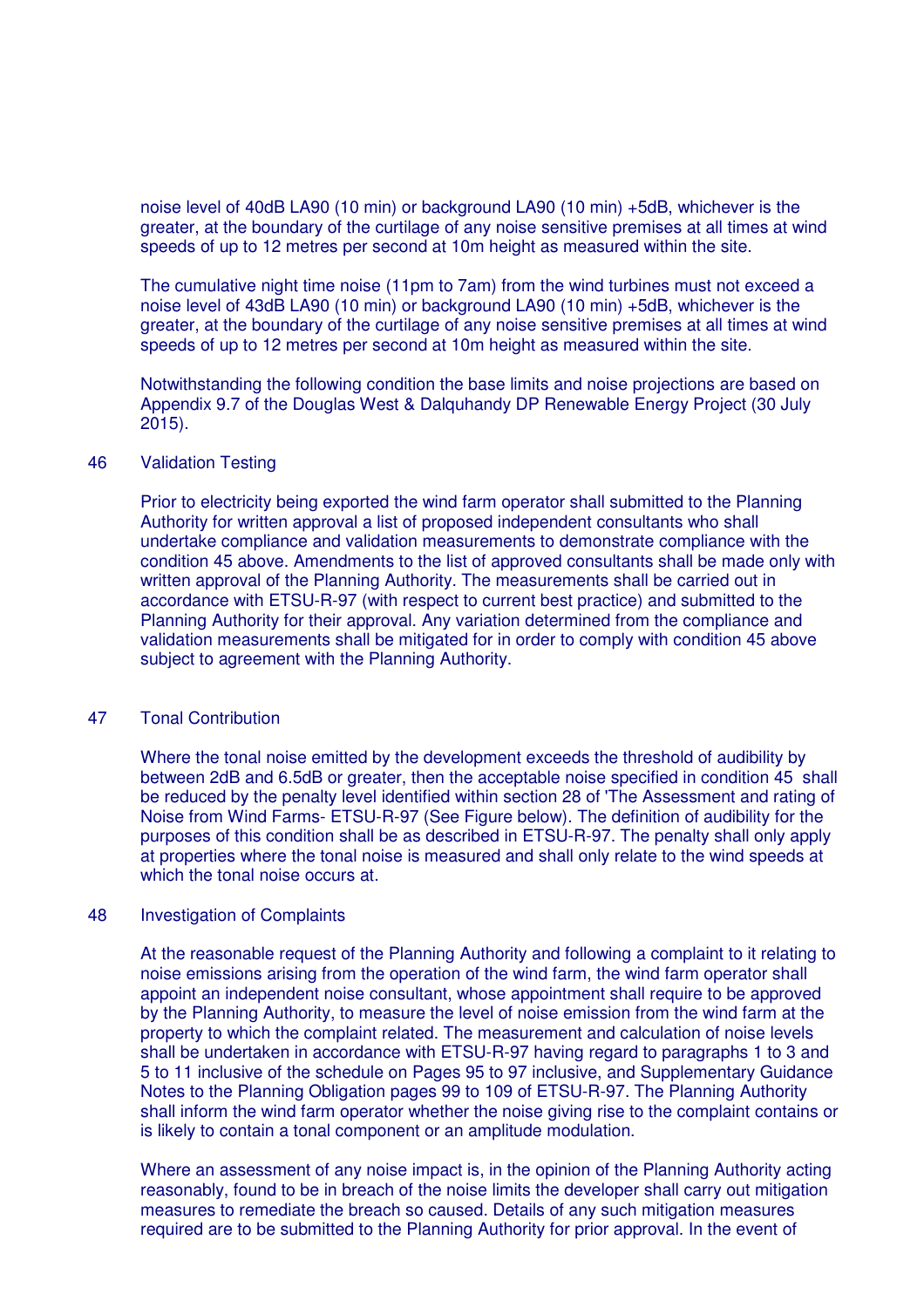noise level of 40dB LA90 (10 min) or background LA90 (10 min) +5dB, whichever is the greater, at the boundary of the curtilage of any noise sensitive premises at all times at wind speeds of up to 12 metres per second at 10m height as measured within the site.

The cumulative night time noise (11pm to 7am) from the wind turbines must not exceed a noise level of 43dB LA90 (10 min) or background LA90 (10 min) +5dB, whichever is the greater, at the boundary of the curtilage of any noise sensitive premises at all times at wind speeds of up to 12 metres per second at 10m height as measured within the site.

Notwithstanding the following condition the base limits and noise projections are based on Appendix 9.7 of the Douglas West & Dalquhandy DP Renewable Energy Project (30 July 2015).

46 Validation Testing

Prior to electricity being exported the wind farm operator shall submitted to the Planning Authority for written approval a list of proposed independent consultants who shall undertake compliance and validation measurements to demonstrate compliance with the condition 45 above. Amendments to the list of approved consultants shall be made only with written approval of the Planning Authority. The measurements shall be carried out in accordance with ETSU-R-97 (with respect to current best practice) and submitted to the Planning Authority for their approval. Any variation determined from the compliance and validation measurements shall be mitigated for in order to comply with condition 45 above subject to agreement with the Planning Authority.

47 Tonal Contribution

Where the tonal noise emitted by the development exceeds the threshold of audibility by between 2dB and 6.5dB or greater, then the acceptable noise specified in condition 45 shall be reduced by the penalty level identified within section 28 of 'The Assessment and rating of Noise from Wind Farms- ETSU-R-97 (See Figure below). The definition of audibility for the purposes of this condition shall be as described in ETSU-R-97. The penalty shall only apply at properties where the tonal noise is measured and shall only relate to the wind speeds at which the tonal noise occurs at.

48 Investigation of Complaints

At the reasonable request of the Planning Authority and following a complaint to it relating to noise emissions arising from the operation of the wind farm, the wind farm operator shall appoint an independent noise consultant, whose appointment shall require to be approved by the Planning Authority, to measure the level of noise emission from the wind farm at the property to which the complaint related. The measurement and calculation of noise levels shall be undertaken in accordance with ETSU-R-97 having regard to paragraphs 1 to 3 and 5 to 11 inclusive of the schedule on Pages 95 to 97 inclusive, and Supplementary Guidance Notes to the Planning Obligation pages 99 to 109 of ETSU-R-97. The Planning Authority shall inform the wind farm operator whether the noise giving rise to the complaint contains or is likely to contain a tonal component or an amplitude modulation.

Where an assessment of any noise impact is, in the opinion of the Planning Authority acting reasonably, found to be in breach of the noise limits the developer shall carry out mitigation measures to remediate the breach so caused. Details of any such mitigation measures required are to be submitted to the Planning Authority for prior approval. In the event of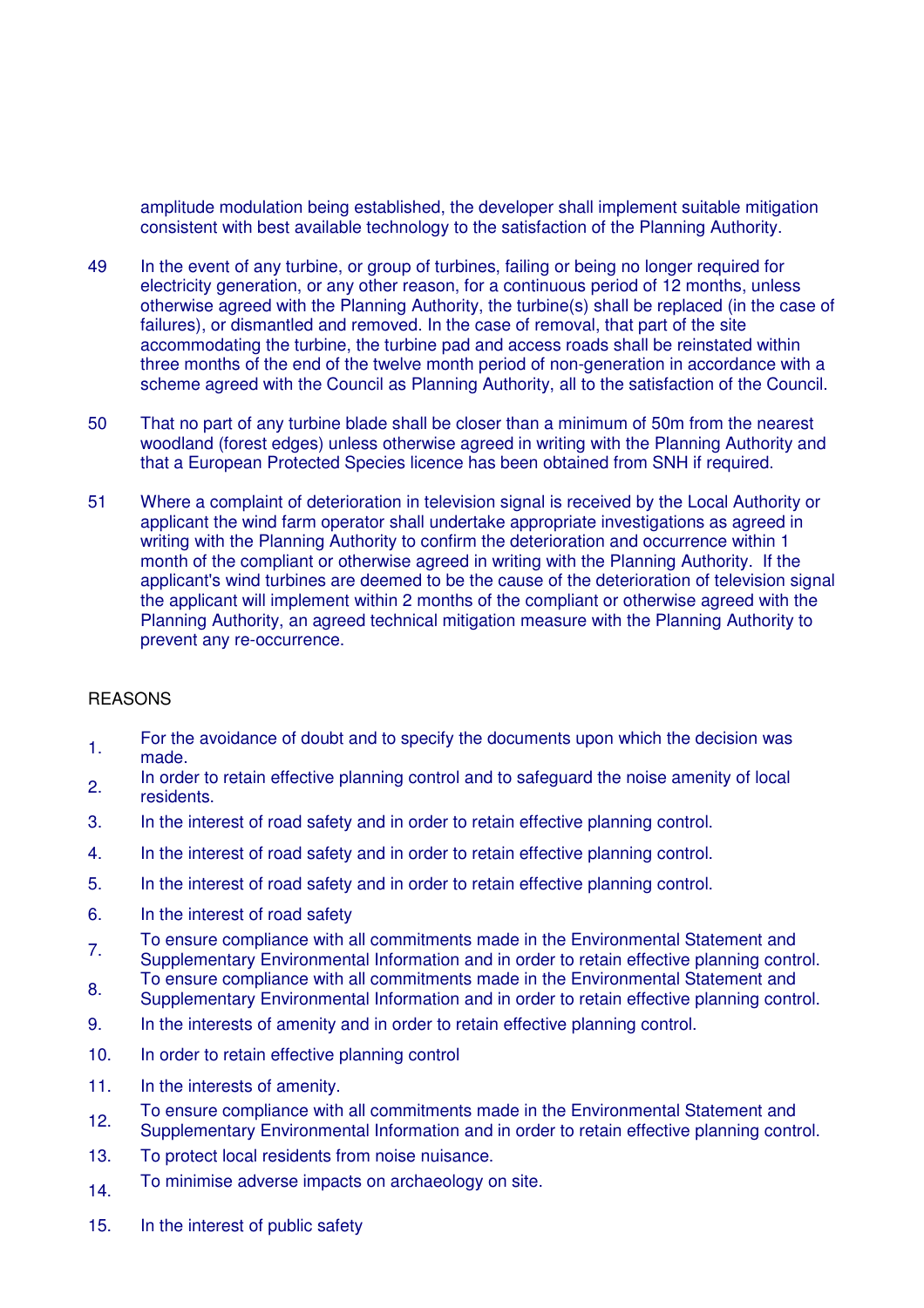amplitude modulation being established, the developer shall implement suitable mitigation consistent with best available technology to the satisfaction of the Planning Authority.

49 In the event of any turbine, or group of turbines, failing or being no longer required for electricity generation, or any other reason, for a continuous period of 12 months, unless otherwise agreed with the Planning Authority, the turbine(s) shall be replaced (in the case of failures), or dismantled and removed. In the case of removal, that part of the site accommodating the turbine, the turbine pad and access roads shall be reinstated within three months of the end of the twelve month period of non-generation in accordance with a scheme agreed with the Council as Planning Authority, all to the satisfaction of the Council.

50 That no part of any turbine blade shall be closer than a minimum of 50m from the nearest woodland (forest edges) unless otherwise agreed in writing with the Planning Authority and that a European Protected Species licence has been obtained from SNH if required.

51 Where a complaint of deterioration in television signal is received by the Local Authority or applicant the wind farm operator shall undertake appropriate investigations as agreed in writing with the Planning Authority to confirm the deterioration and occurrence within 1 month of the compliant or otherwise agreed in writing with the Planning Authority. If the applicant's wind turbines are deemed to be the cause of the deterioration of television signal the applicant will implement within 2 months of the compliant or otherwise agreed with the Planning Authority, an agreed technical mitigation measure with the Planning Authority to prevent any re-occurrence.

REASONS

1. For the avoidance of doubt and to specify the documents upon which the decision was made.
2. In order to retain effective planning control and to safeguard the noise amenity of local residents.
3. In the interest of road safety and in order to retain effective planning control.
4. In the interest of road safety and in order to retain effective planning control.
5. In the interest of road safety and in order to retain effective planning control.
6. In the interest of road safety
7. To ensure compliance with all commitments made in the Environmental Statement and Supplementary Environmental Information and in order to retain effective planning control.
8. To ensure compliance with all commitments made in the Environmental Statement and Supplementary Environmental Information and in order to retain effective planning control.
9. In the interests of amenity and in order to retain effective planning control.
10. In order to retain effective planning control
11. In the interests of amenity.
12. To ensure compliance with all commitments made in the Environmental Statement and Supplementary Environmental Information and in order to retain effective planning control.
13. To protect local residents from noise nuisance.
14. To minimise adverse impacts on archaeology on site.
15. In the interest of public safety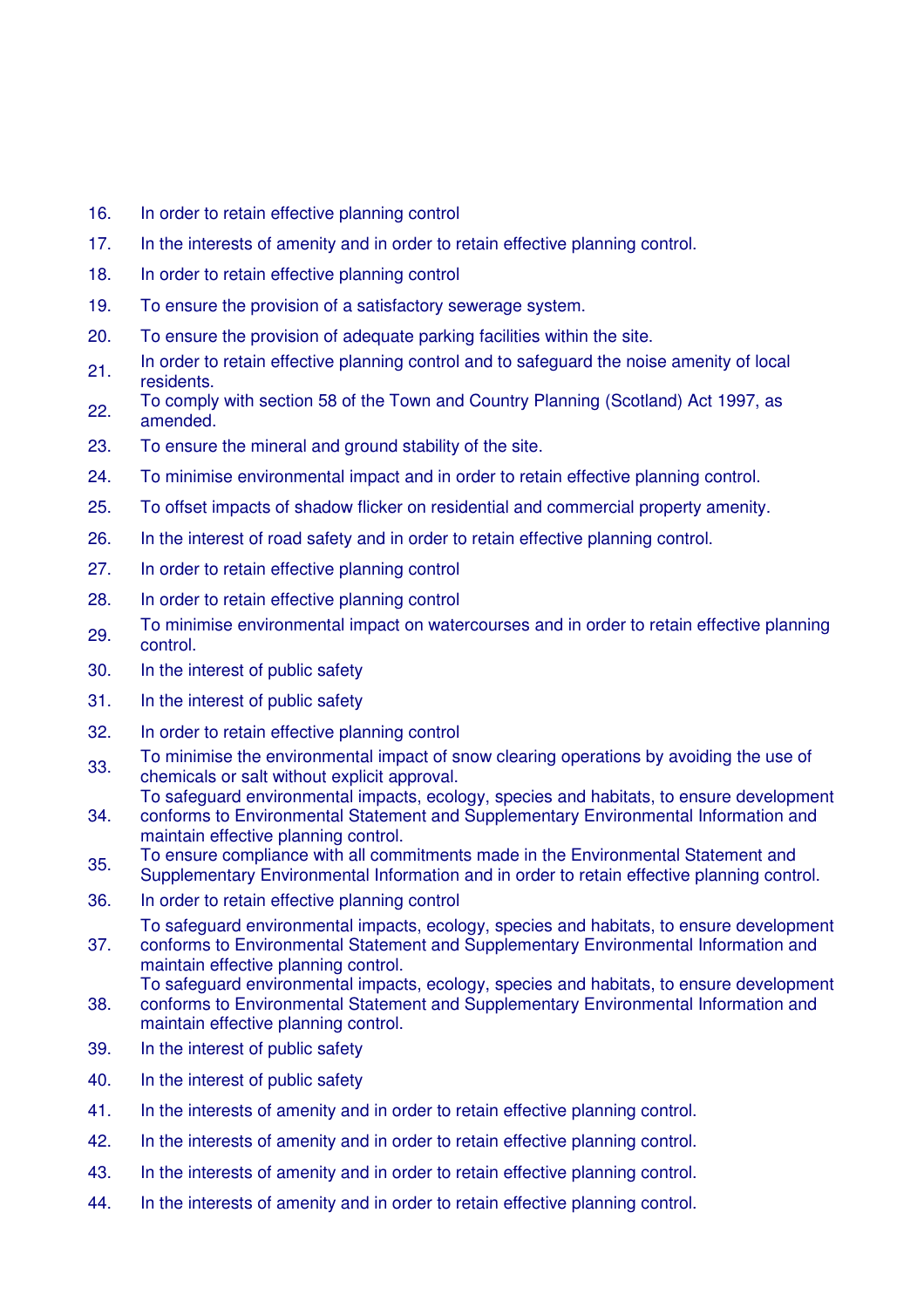16. In order to retain effective planning control
17. In the interests of amenity and in order to retain effective planning control.
18. In order to retain effective planning control
19. To ensure the provision of a satisfactory sewerage system.
20. To ensure the provision of adequate parking facilities within the site.
21. In order to retain effective planning control and to safeguard the noise amenity of local residents.
22. To comply with section 58 of the Town and Country Planning (Scotland) Act 1997, as amended.
23. To ensure the mineral and ground stability of the site.
24. To minimise environmental impact and in order to retain effective planning control.
25. To offset impacts of shadow flicker on residential and commercial property amenity.
26. In the interest of road safety and in order to retain effective planning control.
27. In order to retain effective planning control
28. In order to retain effective planning control
29. To minimise environmental impact on watercourses and in order to retain effective planning control.
30. In the interest of public safety
31. In the interest of public safety
32. In order to retain effective planning control
33. To minimise the environmental impact of snow clearing operations by avoiding the use of chemicals or salt without explicit approval.
34. To safeguard environmental impacts, ecology, species and habitats, to ensure development conforms to Environmental Statement and Supplementary Environmental Information and maintain effective planning control.
35. To ensure compliance with all commitments made in the Environmental Statement and Supplementary Environmental Information and in order to retain effective planning control.
36. In order to retain effective planning control
37. To safeguard environmental impacts, ecology, species and habitats, to ensure development conforms to Environmental Statement and Supplementary Environmental Information and maintain effective planning control.
38. To safeguard environmental impacts, ecology, species and habitats, to ensure development conforms to Environmental Statement and Supplementary Environmental Information and maintain effective planning control.
39. In the interest of public safety
40. In the interest of public safety
41. In the interests of amenity and in order to retain effective planning control.
42. In the interests of amenity and in order to retain effective planning control.
43. In the interests of amenity and in order to retain effective planning control.
44. In the interests of amenity and in order to retain effective planning control.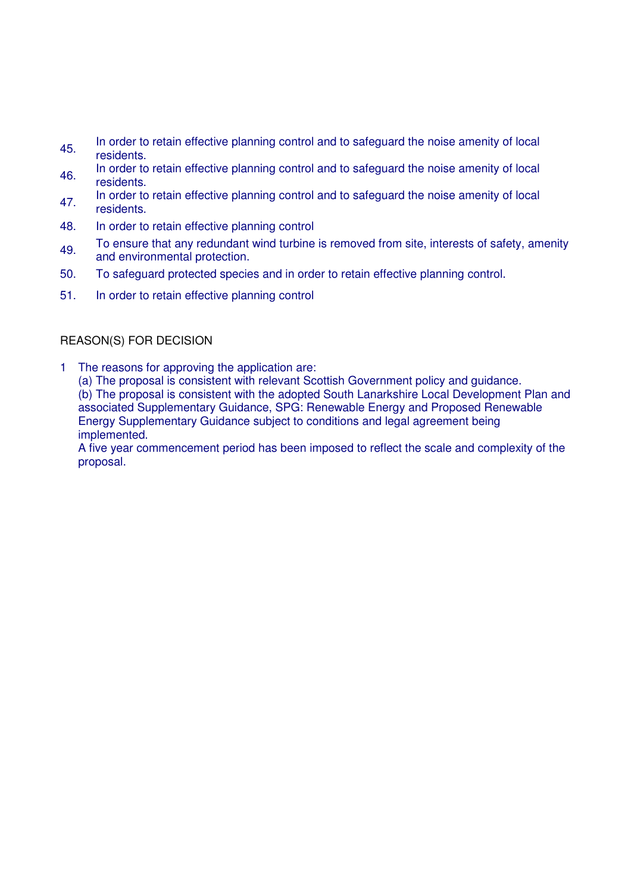45. In order to retain effective planning control and to safeguard the noise amenity of local residents.
46. In order to retain effective planning control and to safeguard the noise amenity of local residents.
47. In order to retain effective planning control and to safeguard the noise amenity of local residents.
48. In order to retain effective planning control
49. To ensure that any redundant wind turbine is removed from site, interests of safety, amenity and environmental protection.
50. To safeguard protected species and in order to retain effective planning control.
51. In order to retain effective planning control

REASON(S) FOR DECISION

1 The reasons for approving the application are:
(a) The proposal is consistent with relevant Scottish Government policy and guidance.
(b) The proposal is consistent with the adopted South Lanarkshire Local Development Plan and associated Supplementary Guidance, SPG: Renewable Energy and Proposed Renewable Energy Supplementary Guidance subject to conditions and legal agreement being implemented.
A five year commencement period has been imposed to reflect the scale and complexity of the proposal.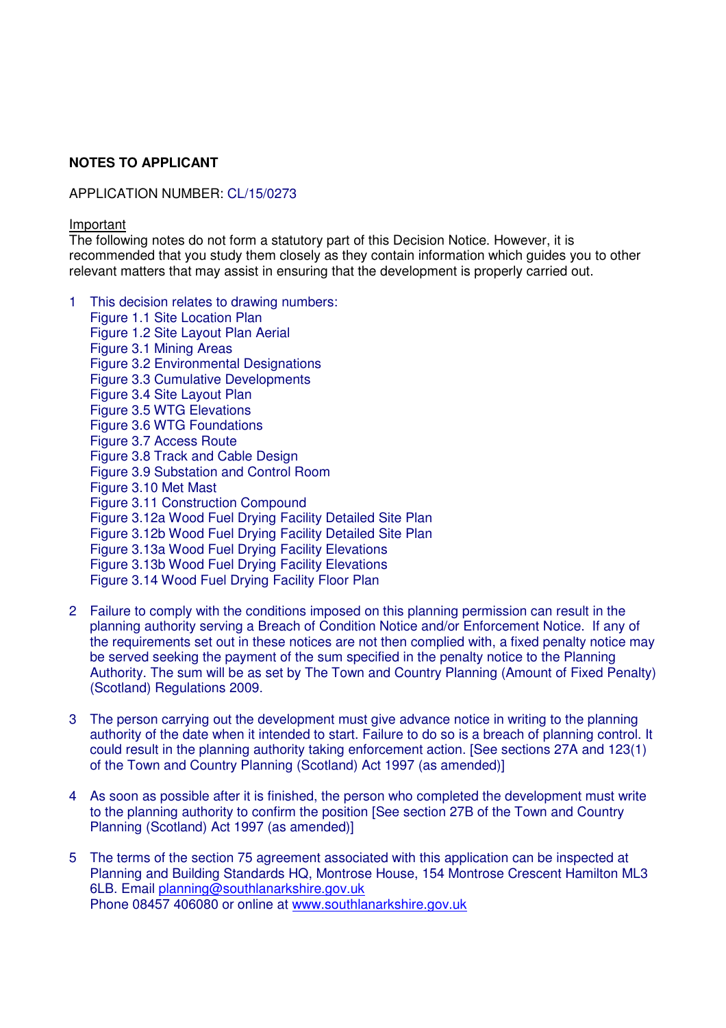**NOTES TO APPLICANT**

APPLICATION NUMBER: CL/15/0273

Important
The following notes do not form a statutory part of this Decision Notice. However, it is recommended that you study them closely as they contain information which guides you to other relevant matters that may assist in ensuring that the development is properly carried out.

1. This decision relates to drawing numbers:
   Figure 1.1 Site Location Plan
   Figure 1.2 Site Layout Plan Aerial
   Figure 3.1 Mining Areas
   Figure 3.2 Environmental Designations
   Figure 3.3 Cumulative Developments
   Figure 3.4 Site Layout Plan
   Figure 3.5 WTG Elevations
   Figure 3.6 WTG Foundations
   Figure 3.7 Access Route
   Figure 3.8 Track and Cable Design
   Figure 3.9 Substation and Control Room
   Figure 3.10 Met Mast
   Figure 3.11 Construction Compound
   Figure 3.12a Wood Fuel Drying Facility Detailed Site Plan
   Figure 3.12b Wood Fuel Drying Facility Detailed Site Plan
   Figure 3.13a Wood Fuel Drying Facility Elevations
   Figure 3.13b Wood Fuel Drying Facility Elevations
   Figure 3.14 Wood Fuel Drying Facility Floor Plan

2. Failure to comply with the conditions imposed on this planning permission can result in the planning authority serving a Breach of Condition Notice and/or Enforcement Notice. If any of the requirements set out in these notices are not then complied with, a fixed penalty notice may be served seeking the payment of the sum specified in the penalty notice to the Planning Authority. The sum will be as set by The Town and Country Planning (Amount of Fixed Penalty) (Scotland) Regulations 2009.

3. The person carrying out the development must give advance notice in writing to the planning authority of the date when it intended to start. Failure to do so is a breach of planning control. It could result in the planning authority taking enforcement action. [See sections 27A and 123(1) of the Town and Country Planning (Scotland) Act 1997 (as amended)]

4. As soon as possible after it is finished, the person who completed the development must write to the planning authority to confirm the position [See section 27B of the Town and Country Planning (Scotland) Act 1997 (as amended)]

5. The terms of the section 75 agreement associated with this application can be inspected at Planning and Building Standards HQ, Montrose House, 154 Montrose Crescent Hamilton ML3 6LB. Email planning@southlanarkshire.gov.uk
   Phone 08457 406080 or online at www.southlanarkshire.gov.uk